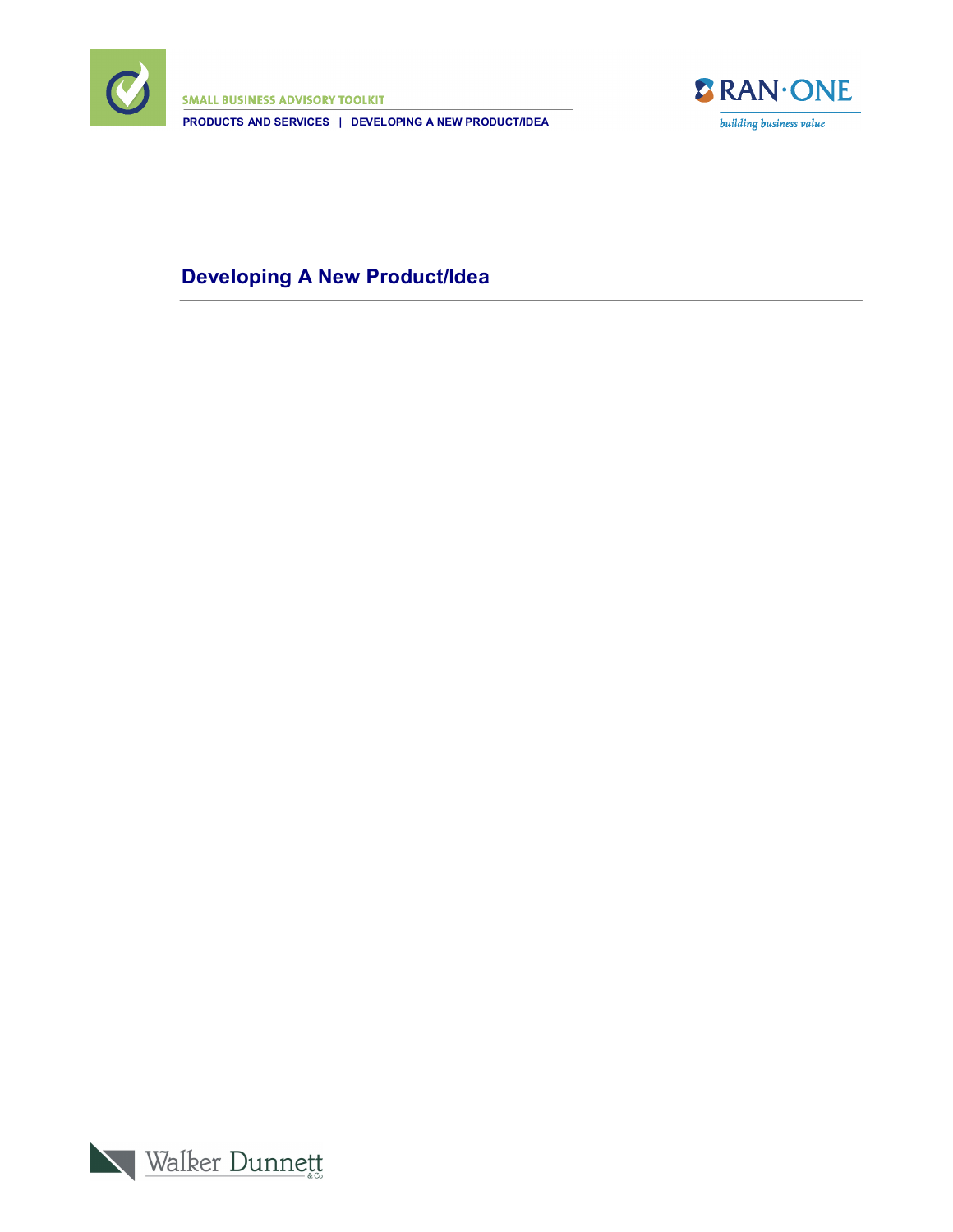# Developing A New Product/Idea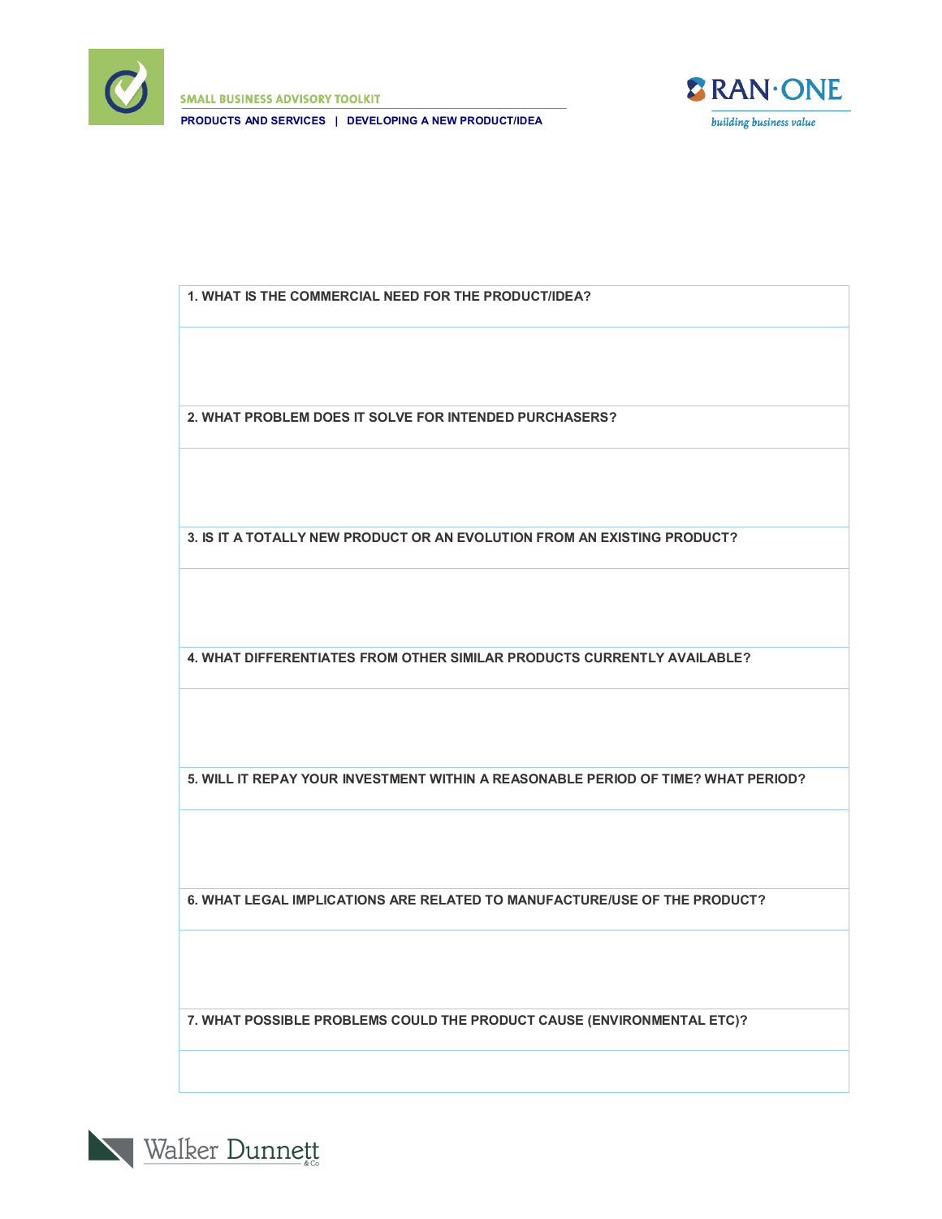| 1. WHAT IS THE COMMERCIAL NEED FOR THE PRODUCT/IDEA? |
| --- |
| |
| **2. WHAT PROBLEM DOES IT SOLVE FOR INTENDED PURCHASERS?** |
| |
| **3. IS IT A TOTALLY NEW PRODUCT OR AN EVOLUTION FROM AN EXISTING PRODUCT?** |
| |
| **4. WHAT DIFFERENTIATES FROM OTHER SIMILAR PRODUCTS CURRENTLY AVAILABLE?** |
| |
| **5. WILL IT REPAY YOUR INVESTMENT WITHIN A REASONABLE PERIOD OF TIME? WHAT PERIOD?** |
| |
| **6. WHAT LEGAL IMPLICATIONS ARE RELATED TO MANUFACTURE/USE OF THE PRODUCT?** |
| |
| **7. WHAT POSSIBLE PROBLEMS COULD THE PRODUCT CAUSE (ENVIRONMENTAL ETC)?** |
| |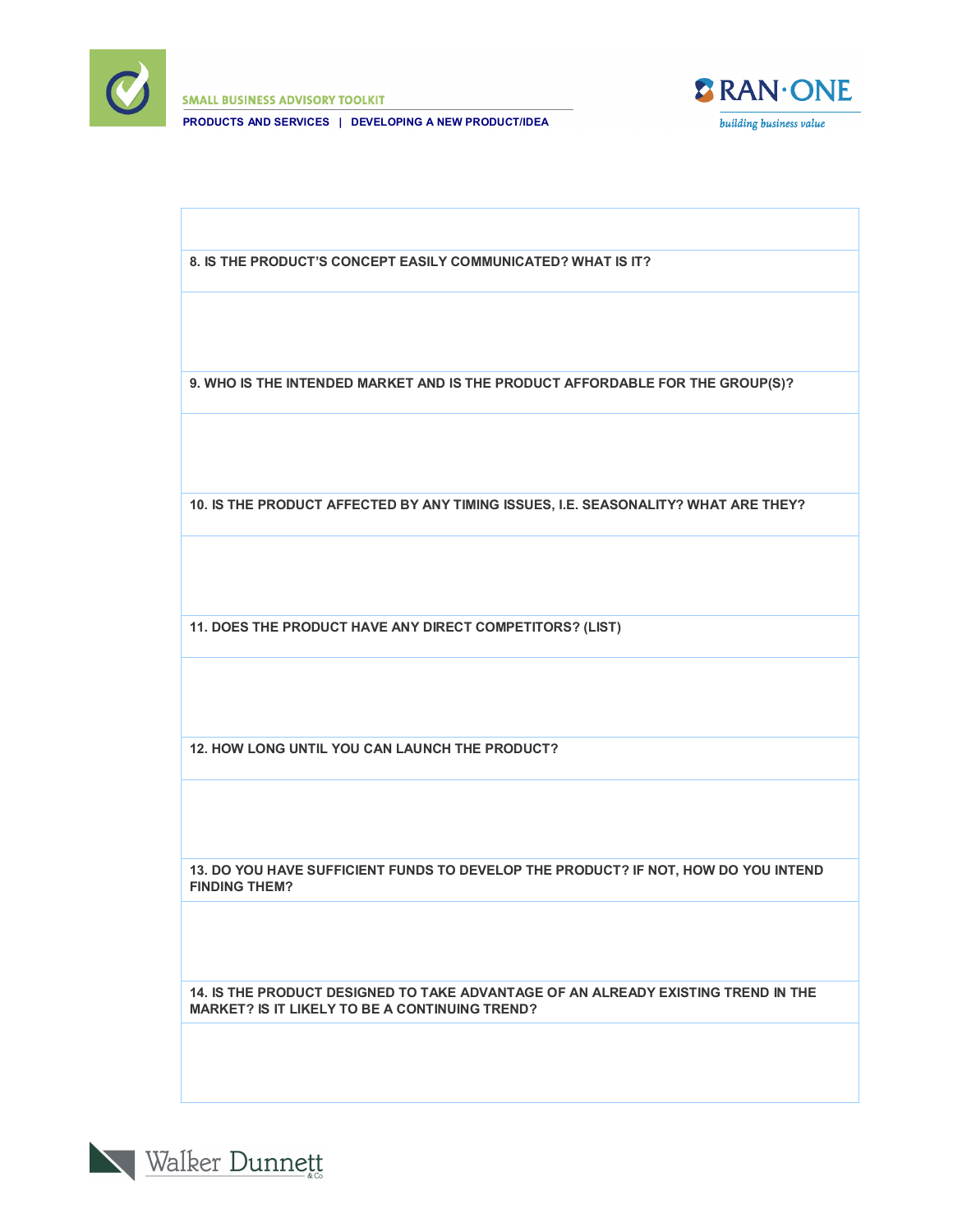8. IS THE PRODUCT'S CONCEPT EASILY COMMUNICATED? WHAT IS IT?

9. WHO IS THE INTENDED MARKET AND IS THE PRODUCT AFFORDABLE FOR THE GROUP(S)?

10. IS THE PRODUCT AFFECTED BY ANY TIMING ISSUES, I.E. SEASONALITY? WHAT ARE THEY?

11. DOES THE PRODUCT HAVE ANY DIRECT COMPETITORS? (LIST)

12. HOW LONG UNTIL YOU CAN LAUNCH THE PRODUCT?

13. DO YOU HAVE SUFFICIENT FUNDS TO DEVELOP THE PRODUCT? IF NOT, HOW DO YOU INTEND FINDING THEM?

14. IS THE PRODUCT DESIGNED TO TAKE ADVANTAGE OF AN ALREADY EXISTING TREND IN THE MARKET? IS IT LIKELY TO BE A CONTINUING TREND?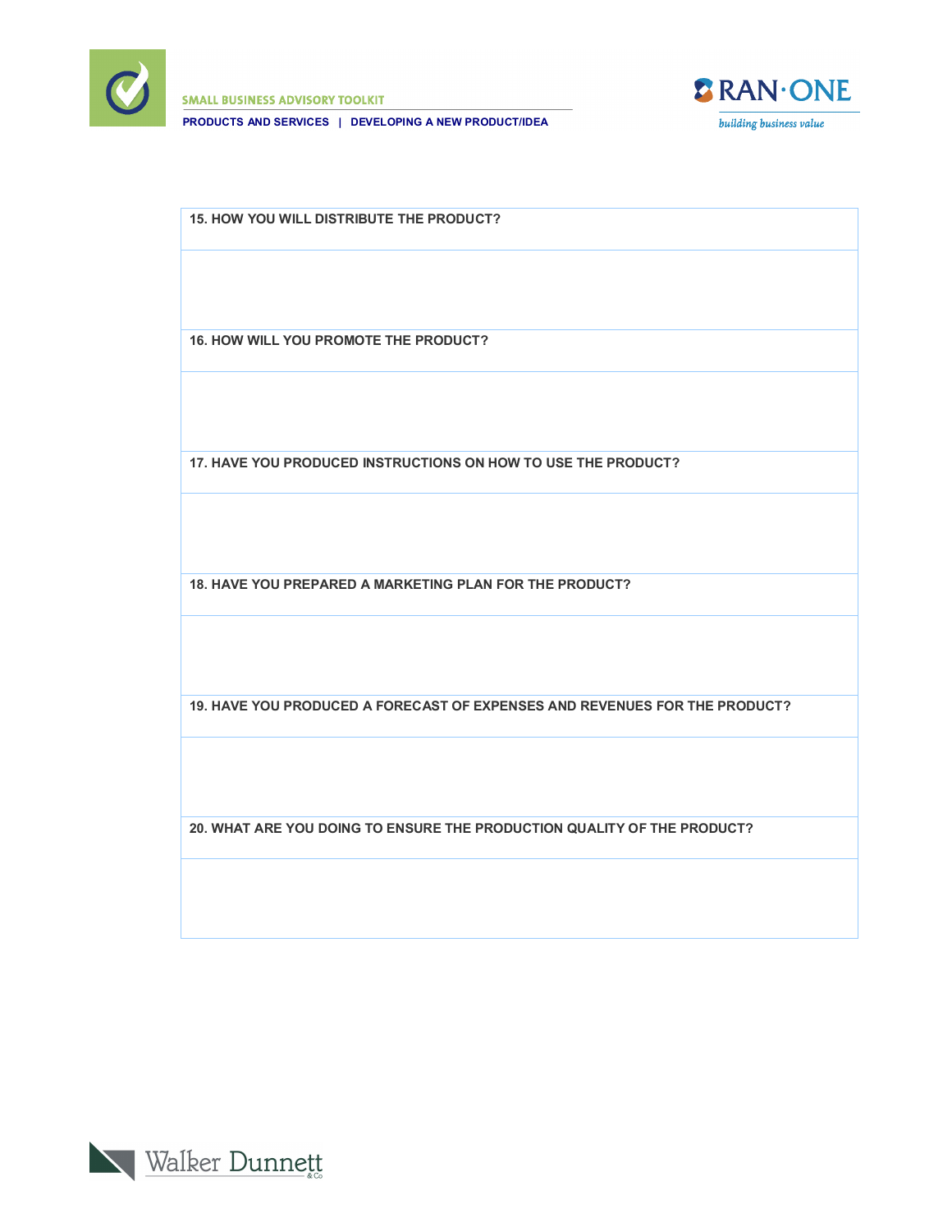| 15. HOW YOU WILL DISTRIBUTE THE PRODUCT? |
| --- |
| |
| **16. HOW WILL YOU PROMOTE THE PRODUCT?** |
| |
| **17. HAVE YOU PRODUCED INSTRUCTIONS ON HOW TO USE THE PRODUCT?** |
| |
| **18. HAVE YOU PREPARED A MARKETING PLAN FOR THE PRODUCT?** |
| |
| **19. HAVE YOU PRODUCED A FORECAST OF EXPENSES AND REVENUES FOR THE PRODUCT?** |
| |
| **20. WHAT ARE YOU DOING TO ENSURE THE PRODUCTION QUALITY OF THE PRODUCT?** |
| |